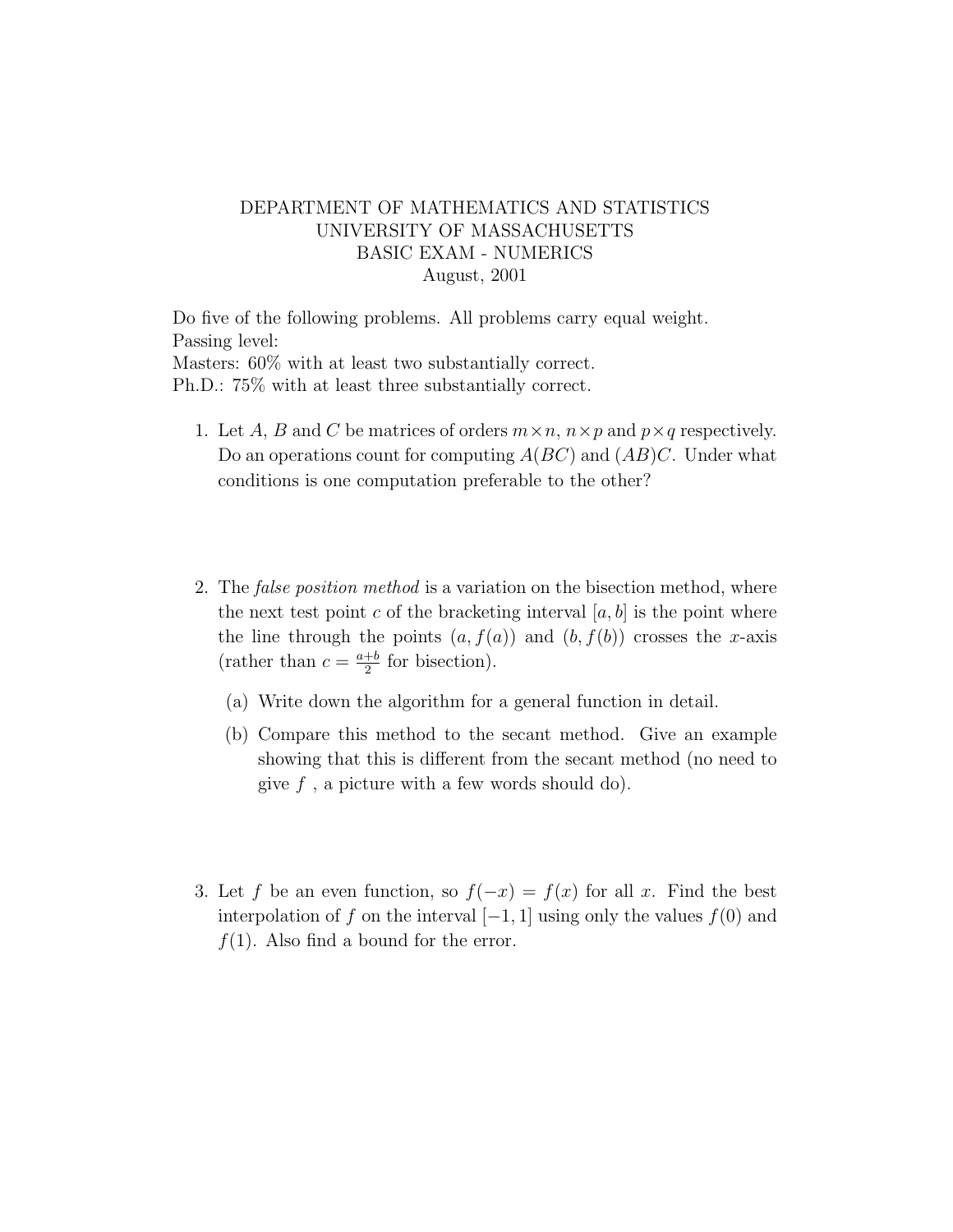DEPARTMENT OF MATHEMATICS AND STATISTICS
UNIVERSITY OF MASSACHUSETTS
BASIC EXAM - NUMERICS
August, 2001

Do five of the following problems. All problems carry equal weight.
Passing level:
Masters: 60% with at least two substantially correct.
Ph.D.: 75% with at least three substantially correct.

1. Let $A$, $B$ and $C$ be matrices of orders $m \times n$, $n \times p$ and $p \times q$ respectively. Do an operations count for computing $A(BC)$ and $(AB)C$. Under what conditions is one computation preferable to the other?

2. The *false position method* is a variation on the bisection method, where the next test point $c$ of the bracketing interval $[a, b]$ is the point where the line through the points $(a, f(a))$ and $(b, f(b))$ crosses the $x$-axis (rather than $c = \frac{a+b}{2}$ for bisection).

   (a) Write down the algorithm for a general function in detail.

   (b) Compare this method to the secant method. Give an example showing that this is different from the secant method (no need to give $f$ , a picture with a few words should do).

3. Let $f$ be an even function, so $f(-x) = f(x)$ for all $x$. Find the best interpolation of $f$ on the interval $[-1, 1]$ using only the values $f(0)$ and $f(1)$. Also find a bound for the error.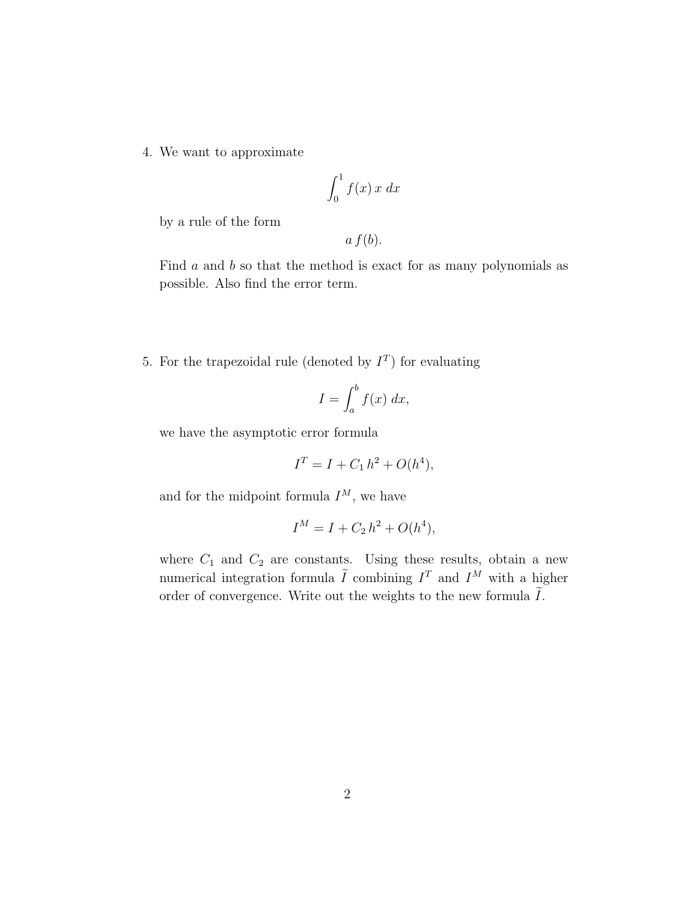4. We want to approximate

$$\int_0^1 f(x)\, x \; dx$$

by a rule of the form

$$a\, f(b).$$

Find $a$ and $b$ so that the method is exact for as many polynomials as possible. Also find the error term.

5. For the trapezoidal rule (denoted by $I^T$) for evaluating

$$I = \int_a^b f(x)\; dx,$$

we have the asymptotic error formula

$$I^T = I + C_1\, h^2 + O(h^4),$$

and for the midpoint formula $I^M$, we have

$$I^M = I + C_2\, h^2 + O(h^4),$$

where $C_1$ and $C_2$ are constants. Using these results, obtain a new numerical integration formula $\widetilde{I}$ combining $I^T$ and $I^M$ with a higher order of convergence. Write out the weights to the new formula $\widetilde{I}$.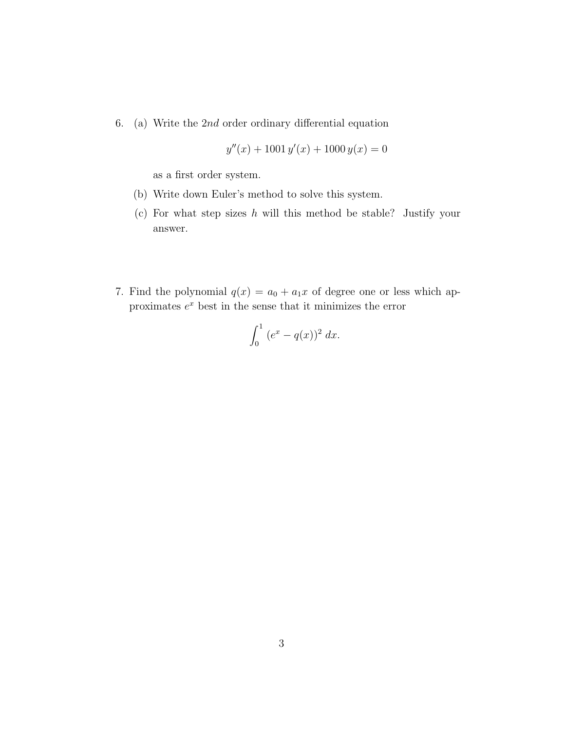6. (a) Write the $2nd$ order ordinary differential equation

$$y''(x) + 1001\, y'(x) + 1000\, y(x) = 0$$

as a first order system.

(b) Write down Euler's method to solve this system.

(c) For what step sizes $h$ will this method be stable? Justify your answer.

7. Find the polynomial $q(x) = a_0 + a_1 x$ of degree one or less which approximates $e^x$ best in the sense that it minimizes the error

$$\int_0^1 (e^x - q(x))^2 \, dx.$$